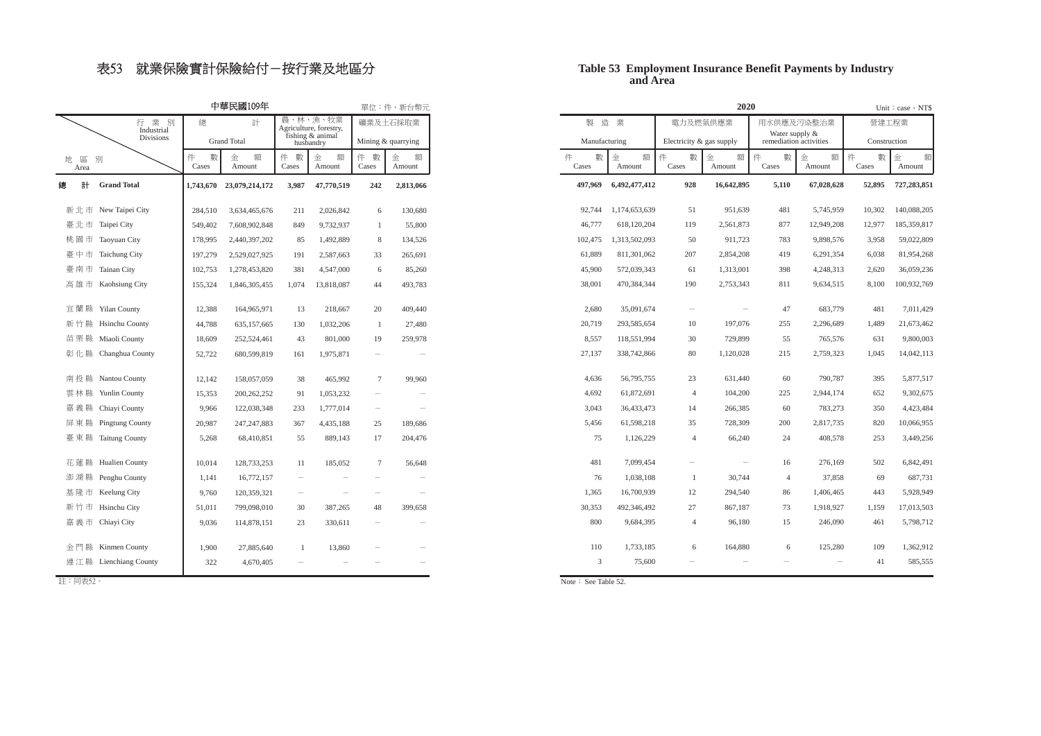# 表53 就業保險實計保險給付－按行業及地區分

# Table 53 Employment Insurance Benefit Payments by Industry and Area

中華民國109年 2020

單位：件、新台幣元 Unit：case、NT$

| 地區別 Area | 總計 Grand Total | | 農、林、漁、牧業 Agriculture, forestry, fishing & animal husbandry | | 礦業及土石採取業 Mining & quarrying | | 製造業 Manufacturing | | 電力及燃氣供應業 Electricity & gas supply | | 用水供應及污染整治業 Water supply & remediation activities | | 營建工程業 Construction | |
|---|---|---|---|---|---|---|---|---|---|---|---|---|---|---|
| | 件數 Cases | 金額 Amount | 件數 Cases | 金額 Amount | 件數 Cases | 金額 Amount | 件數 Cases | 金額 Amount | 件數 Cases | 金額 Amount | 件數 Cases | 金額 Amount | 件數 Cases | 金額 Amount |
| **總計 Grand Total** | **1,743,670** | **23,079,214,172** | **3,987** | **47,770,519** | **242** | **2,813,066** | **497,969** | **6,492,477,412** | **928** | **16,642,895** | **5,110** | **67,028,628** | **52,895** | **727,283,851** |
| 新北市 New Taipei City | 284,510 | 3,634,465,676 | 211 | 2,026,842 | 6 | 130,680 | 92,744 | 1,174,653,639 | 51 | 951,639 | 481 | 5,745,959 | 10,302 | 140,088,205 |
| 臺北市 Taipei City | 549,402 | 7,608,902,848 | 849 | 9,732,937 | 1 | 55,800 | 46,777 | 618,120,204 | 119 | 2,561,873 | 877 | 12,949,208 | 12,977 | 185,359,817 |
| 桃園市 Taoyuan City | 178,995 | 2,440,397,202 | 85 | 1,492,889 | 8 | 134,526 | 102,475 | 1,313,502,093 | 50 | 911,723 | 783 | 9,898,576 | 3,958 | 59,022,809 |
| 臺中市 Taichung City | 197,279 | 2,529,027,925 | 191 | 2,587,663 | 33 | 265,691 | 61,889 | 811,301,062 | 207 | 2,854,208 | 419 | 6,291,354 | 6,038 | 81,954,268 |
| 臺南市 Tainan City | 102,753 | 1,278,453,820 | 381 | 4,547,000 | 6 | 85,260 | 45,900 | 572,039,343 | 61 | 1,313,001 | 398 | 4,248,313 | 2,620 | 36,059,236 |
| 高雄市 Kaohsiung City | 155,324 | 1,846,305,455 | 1,074 | 13,818,087 | 44 | 493,783 | 38,001 | 470,384,344 | 190 | 2,753,343 | 811 | 9,634,515 | 8,100 | 100,932,769 |
| 宜蘭縣 Yilan County | 12,388 | 164,965,971 | 13 | 218,667 | 20 | 409,440 | 2,680 | 35,091,674 | － | － | 47 | 683,779 | 481 | 7,011,429 |
| 新竹縣 Hsinchu County | 44,788 | 635,157,665 | 130 | 1,032,206 | 1 | 27,480 | 20,719 | 293,585,654 | 10 | 197,076 | 255 | 2,296,689 | 1,489 | 21,673,462 |
| 苗栗縣 Miaoli County | 18,609 | 252,524,461 | 43 | 801,000 | 19 | 259,978 | 8,557 | 118,551,994 | 30 | 729,899 | 55 | 765,576 | 631 | 9,800,003 |
| 彰化縣 Changhua County | 52,722 | 680,599,819 | 161 | 1,975,871 | － | － | 27,137 | 338,742,866 | 80 | 1,120,028 | 215 | 2,759,323 | 1,045 | 14,042,113 |
| 南投縣 Nantou County | 12,142 | 158,057,059 | 38 | 465,992 | 7 | 99,960 | 4,636 | 56,795,755 | 23 | 631,440 | 60 | 790,787 | 395 | 5,877,517 |
| 雲林縣 Yunlin County | 15,353 | 200,262,252 | 91 | 1,053,232 | － | － | 4,692 | 61,872,691 | 4 | 104,200 | 225 | 2,944,174 | 652 | 9,302,675 |
| 嘉義縣 Chiayi County | 9,966 | 122,038,348 | 233 | 1,777,014 | － | － | 3,043 | 36,433,473 | 14 | 266,385 | 60 | 783,273 | 350 | 4,423,484 |
| 屏東縣 Pingtung County | 20,987 | 247,247,883 | 367 | 4,435,188 | 25 | 189,686 | 5,456 | 61,598,218 | 35 | 728,309 | 200 | 2,817,735 | 820 | 10,066,955 |
| 臺東縣 Taitung County | 5,268 | 68,410,851 | 55 | 889,143 | 17 | 204,476 | 75 | 1,126,229 | 4 | 66,240 | 24 | 408,578 | 253 | 3,449,256 |
| 花蓮縣 Hualien County | 10,014 | 128,733,253 | 11 | 185,052 | 7 | 56,648 | 481 | 7,099,454 | － | － | 16 | 276,169 | 502 | 6,842,491 |
| 澎湖縣 Penghu County | 1,141 | 16,772,157 | － | － | － | － | 76 | 1,038,108 | 1 | 30,744 | 4 | 37,858 | 69 | 687,731 |
| 基隆市 Keelung City | 9,760 | 120,359,321 | － | － | － | － | 1,365 | 16,700,939 | 12 | 294,540 | 86 | 1,406,465 | 443 | 5,928,949 |
| 新竹市 Hsinchu City | 51,011 | 799,098,010 | 30 | 387,265 | 48 | 399,658 | 30,353 | 492,346,492 | 27 | 867,187 | 73 | 1,918,927 | 1,159 | 17,013,503 |
| 嘉義市 Chiayi City | 9,036 | 114,878,151 | 23 | 330,611 | － | － | 800 | 9,684,395 | 4 | 96,180 | 15 | 246,090 | 461 | 5,798,712 |
| 金門縣 Kinmen County | 1,900 | 27,885,640 | 1 | 13,860 | － | － | 110 | 1,733,185 | 6 | 164,880 | 6 | 125,280 | 109 | 1,362,912 |
| 連江縣 Lienchiang County | 322 | 4,670,405 | － | － | － | － | 3 | 75,600 | － | － | － | － | 41 | 585,555 |

註：同表52。

Note： See Table 52.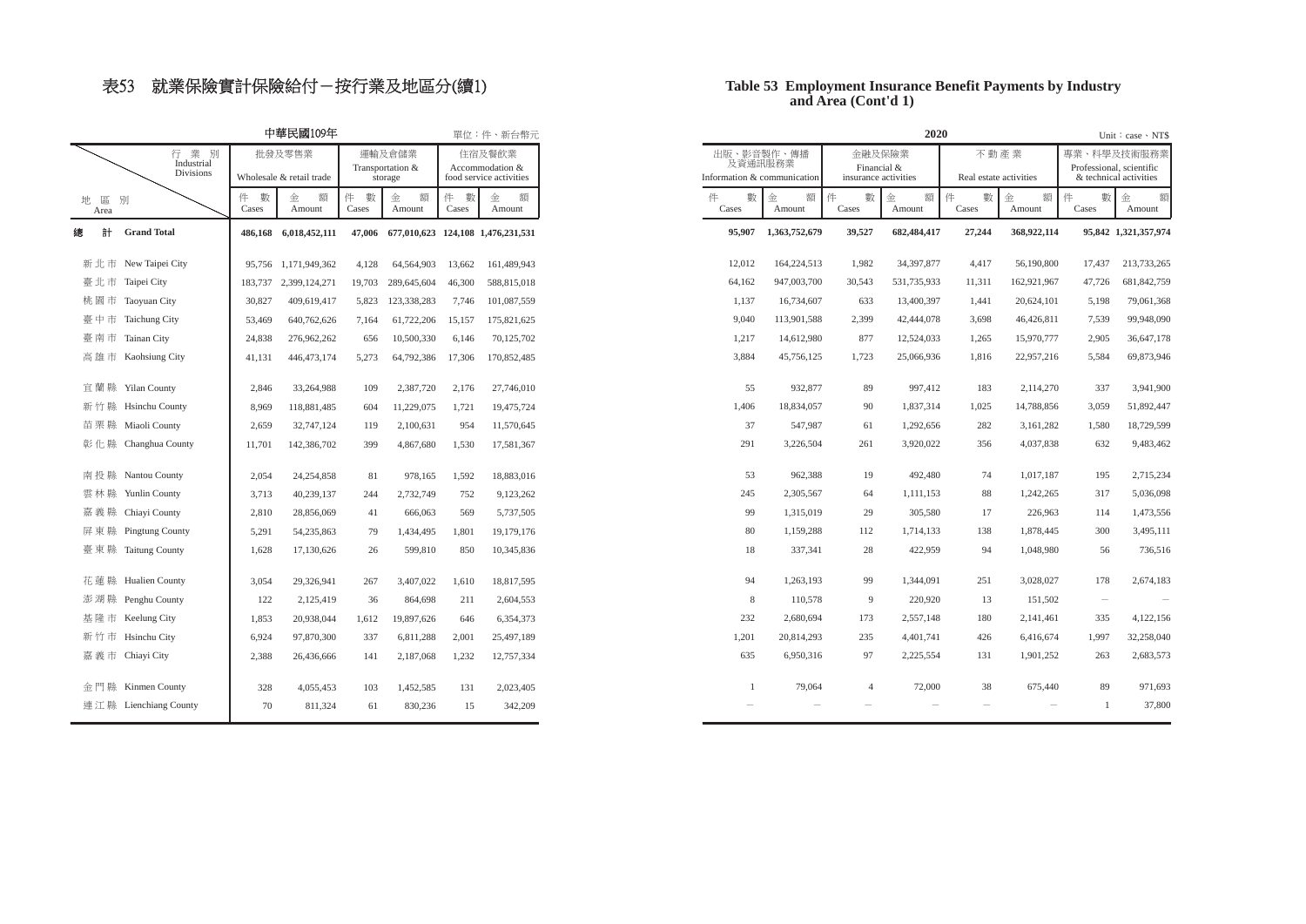# 表53　就業保險實計保險給付－按行業及地區分(續1)

# Table 53 Employment Insurance Benefit Payments by Industry and Area (Cont'd 1)

中華民國109年 2020

單位：件、新台幣元 Unit：case、NT$

| 行業別 Industrial Divisions / 地區別 Area | 批發及零售業 Wholesale & retail trade | | 運輸及倉儲業 Transportation & storage | | 住宿及餐飲業 Accommodation & food service activities | | 出版、影音製作、傳播及資通訊服務業 Information & communication | | 金融及保險業 Financial & insurance activities | | 不動產業 Real estate activities | | 專業、科學及技術服務業 Professional, scientific & technical activities | |
|---|---|---|---|---|---|---|---|---|---|---|---|---|---|---|
| | 件數 Cases | 金額 Amount | 件數 Cases | 金額 Amount | 件數 Cases | 金額 Amount | 件數 Cases | 金額 Amount | 件數 Cases | 金額 Amount | 件數 Cases | 金額 Amount | 件數 Cases | 金額 Amount |
| **總計 Grand Total** | **486,168** | **6,018,452,111** | **47,006** | **677,010,623** | **124,108** | **1,476,231,531** | **95,907** | **1,363,752,679** | **39,527** | **682,484,417** | **27,244** | **368,922,114** | **95,842** | **1,321,357,974** |
| 新北市 New Taipei City | 95,756 | 1,171,949,362 | 4,128 | 64,564,903 | 13,662 | 161,489,943 | 12,012 | 164,224,513 | 1,982 | 34,397,877 | 4,417 | 56,190,800 | 17,437 | 213,733,265 |
| 臺北市 Taipei City | 183,737 | 2,399,124,271 | 19,703 | 289,645,604 | 46,300 | 588,815,018 | 64,162 | 947,003,700 | 30,543 | 531,735,933 | 11,311 | 162,921,967 | 47,726 | 681,842,759 |
| 桃園市 Taoyuan City | 30,827 | 409,619,417 | 5,823 | 123,338,283 | 7,746 | 101,087,559 | 1,137 | 16,734,607 | 633 | 13,400,397 | 1,441 | 20,624,101 | 5,198 | 79,061,368 |
| 臺中市 Taichung City | 53,469 | 640,762,626 | 7,164 | 61,722,206 | 15,157 | 175,821,625 | 9,040 | 113,901,588 | 2,399 | 42,444,078 | 3,698 | 46,426,811 | 7,539 | 99,948,090 |
| 臺南市 Tainan City | 24,838 | 276,962,262 | 656 | 10,500,330 | 6,146 | 70,125,702 | 1,217 | 14,612,980 | 877 | 12,524,033 | 1,265 | 15,970,777 | 2,905 | 36,647,178 |
| 高雄市 Kaohsiung City | 41,131 | 446,473,174 | 5,273 | 64,792,386 | 17,306 | 170,852,485 | 3,884 | 45,756,125 | 1,723 | 25,066,936 | 1,816 | 22,957,216 | 5,584 | 69,873,946 |
| 宜蘭縣 Yilan County | 2,846 | 33,264,988 | 109 | 2,387,720 | 2,176 | 27,746,010 | 55 | 932,877 | 89 | 997,412 | 183 | 2,114,270 | 337 | 3,941,900 |
| 新竹縣 Hsinchu County | 8,969 | 118,881,485 | 604 | 11,229,075 | 1,721 | 19,475,724 | 1,406 | 18,834,057 | 90 | 1,837,314 | 1,025 | 14,788,856 | 3,059 | 51,892,447 |
| 苗栗縣 Miaoli County | 2,659 | 32,747,124 | 119 | 2,100,631 | 954 | 11,570,645 | 37 | 547,987 | 61 | 1,292,656 | 282 | 3,161,282 | 1,580 | 18,729,599 |
| 彰化縣 Changhua County | 11,701 | 142,386,702 | 399 | 4,867,680 | 1,530 | 17,581,367 | 291 | 3,226,504 | 261 | 3,920,022 | 356 | 4,037,838 | 632 | 9,483,462 |
| 南投縣 Nantou County | 2,054 | 24,254,858 | 81 | 978,165 | 1,592 | 18,883,016 | 53 | 962,388 | 19 | 492,480 | 74 | 1,017,187 | 195 | 2,715,234 |
| 雲林縣 Yunlin County | 3,713 | 40,239,137 | 244 | 2,732,749 | 752 | 9,123,262 | 245 | 2,305,567 | 64 | 1,111,153 | 88 | 1,242,265 | 317 | 5,036,098 |
| 嘉義縣 Chiayi County | 2,810 | 28,856,069 | 41 | 666,063 | 569 | 5,737,505 | 99 | 1,315,019 | 29 | 305,580 | 17 | 226,963 | 114 | 1,473,556 |
| 屏東縣 Pingtung County | 5,291 | 54,235,863 | 79 | 1,434,495 | 1,801 | 19,179,176 | 80 | 1,159,288 | 112 | 1,714,133 | 138 | 1,878,445 | 300 | 3,495,111 |
| 臺東縣 Taitung County | 1,628 | 17,130,626 | 26 | 599,810 | 850 | 10,345,836 | 18 | 337,341 | 28 | 422,959 | 94 | 1,048,980 | 56 | 736,516 |
| 花蓮縣 Hualien County | 3,054 | 29,326,941 | 267 | 3,407,022 | 1,610 | 18,817,595 | 94 | 1,263,193 | 99 | 1,344,091 | 251 | 3,028,027 | 178 | 2,674,183 |
| 澎湖縣 Penghu County | 122 | 2,125,419 | 36 | 864,698 | 211 | 2,604,553 | 8 | 110,578 | 9 | 220,920 | 13 | 151,502 | － | － |
| 基隆市 Keelung City | 1,853 | 20,938,044 | 1,612 | 19,897,626 | 646 | 6,354,373 | 232 | 2,680,694 | 173 | 2,557,148 | 180 | 2,141,461 | 335 | 4,122,156 |
| 新竹市 Hsinchu City | 6,924 | 97,870,300 | 337 | 6,811,288 | 2,001 | 25,497,189 | 1,201 | 20,814,293 | 235 | 4,401,741 | 426 | 6,416,674 | 1,997 | 32,258,040 |
| 嘉義市 Chiayi City | 2,388 | 26,436,666 | 141 | 2,187,068 | 1,232 | 12,757,334 | 635 | 6,950,316 | 97 | 2,225,554 | 131 | 1,901,252 | 263 | 2,683,573 |
| 金門縣 Kinmen County | 328 | 4,055,453 | 103 | 1,452,585 | 131 | 2,023,405 | 1 | 79,064 | 4 | 72,000 | 38 | 675,440 | 89 | 971,693 |
| 連江縣 Lienchiang County | 70 | 811,324 | 61 | 830,236 | 15 | 342,209 | － | － | － | － | － | － | 1 | 37,800 |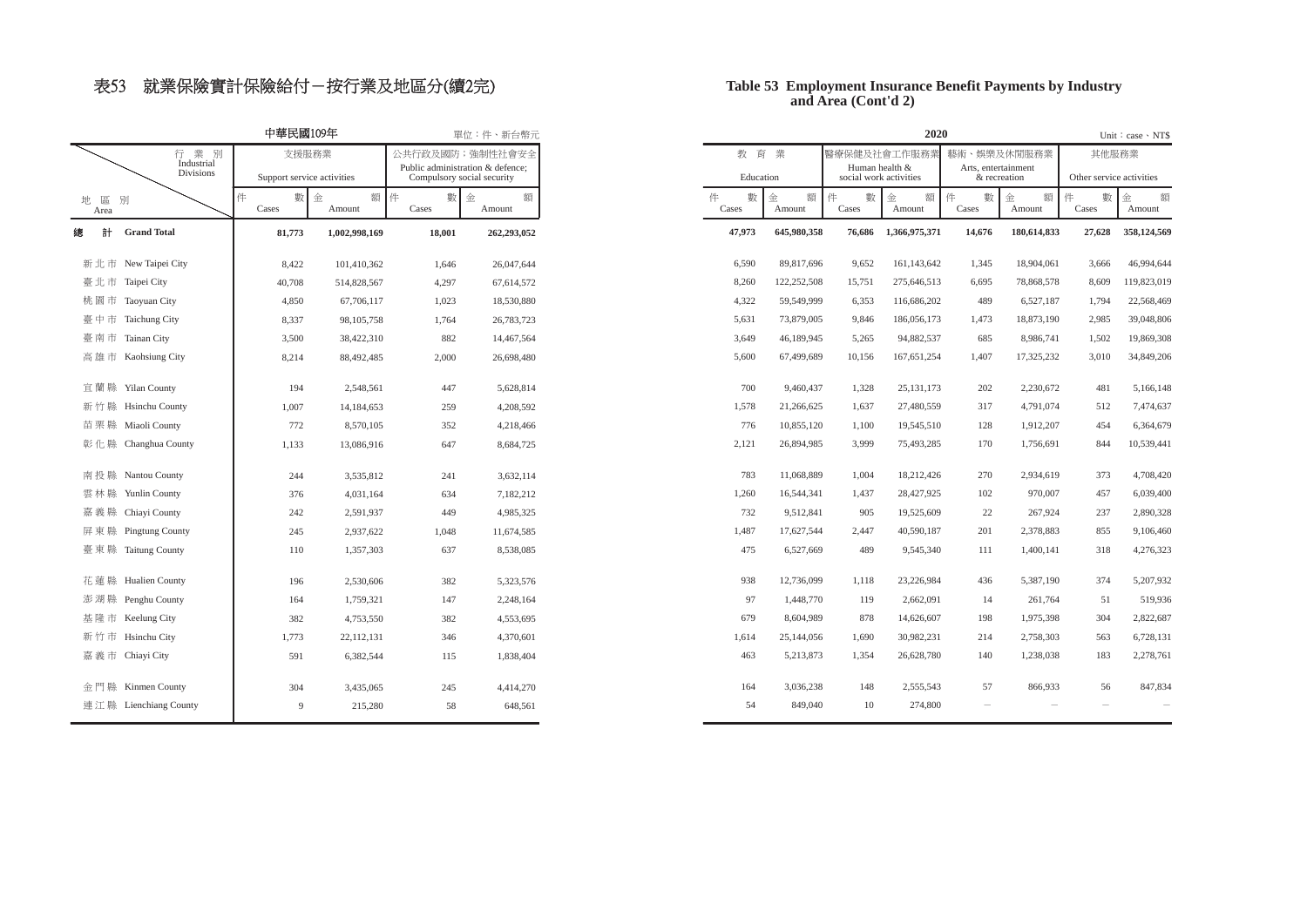# 表53　就業保險實計保險給付－按行業及地區分(續2完)

# Table 53 Employment Insurance Benefit Payments by Industry and Area (Cont'd 2)

中華民國109年 2020

單位：件、新台幣元 Unit：case、NT$

| 行業別 Industrial Divisions / 地區別 Area | 支援服務業 Support service activities | | 公共行政及國防；強制性社會安全 Public administration & defence; Compulsory social security | | 教育業 Education | | 醫療保健及社會工作服務業 Human health & social work activities | | 藝術、娛樂及休閒服務業 Arts, entertainment & recreation | | 其他服務業 Other service activities | |
|---|---|---|---|---|---|---|---|---|---|---|---|---|
| | 件數 Cases | 金額 Amount | 件數 Cases | 金額 Amount | 件數 Cases | 金額 Amount | 件數 Cases | 金額 Amount | 件數 Cases | 金額 Amount | 件數 Cases | 金額 Amount |
| **總計 Grand Total** | **81,773** | **1,002,998,169** | **18,001** | **262,293,052** | **47,973** | **645,980,358** | **76,686** | **1,366,975,371** | **14,676** | **180,614,833** | **27,628** | **358,124,569** |
| 新北市 New Taipei City | 8,422 | 101,410,362 | 1,646 | 26,047,644 | 6,590 | 89,817,696 | 9,652 | 161,143,642 | 1,345 | 18,904,061 | 3,666 | 46,994,644 |
| 臺北市 Taipei City | 40,708 | 514,828,567 | 4,297 | 67,614,572 | 8,260 | 122,252,508 | 15,751 | 275,646,513 | 6,695 | 78,868,578 | 8,609 | 119,823,019 |
| 桃園市 Taoyuan City | 4,850 | 67,706,117 | 1,023 | 18,530,880 | 4,322 | 59,549,999 | 6,353 | 116,686,202 | 489 | 6,527,187 | 1,794 | 22,568,469 |
| 臺中市 Taichung City | 8,337 | 98,105,758 | 1,764 | 26,783,723 | 5,631 | 73,879,005 | 9,846 | 186,056,173 | 1,473 | 18,873,190 | 2,985 | 39,048,806 |
| 臺南市 Tainan City | 3,500 | 38,422,310 | 882 | 14,467,564 | 3,649 | 46,189,945 | 5,265 | 94,882,537 | 685 | 8,986,741 | 1,502 | 19,869,308 |
| 高雄市 Kaohsiung City | 8,214 | 88,492,485 | 2,000 | 26,698,480 | 5,600 | 67,499,689 | 10,156 | 167,651,254 | 1,407 | 17,325,232 | 3,010 | 34,849,206 |
| 宜蘭縣 Yilan County | 194 | 2,548,561 | 447 | 5,628,814 | 700 | 9,460,437 | 1,328 | 25,131,173 | 202 | 2,230,672 | 481 | 5,166,148 |
| 新竹縣 Hsinchu County | 1,007 | 14,184,653 | 259 | 4,208,592 | 1,578 | 21,266,625 | 1,637 | 27,480,559 | 317 | 4,791,074 | 512 | 7,474,637 |
| 苗栗縣 Miaoli County | 772 | 8,570,105 | 352 | 4,218,466 | 776 | 10,855,120 | 1,100 | 19,545,510 | 128 | 1,912,207 | 454 | 6,364,679 |
| 彰化縣 Changhua County | 1,133 | 13,086,916 | 647 | 8,684,725 | 2,121 | 26,894,985 | 3,999 | 75,493,285 | 170 | 1,756,691 | 844 | 10,539,441 |
| 南投縣 Nantou County | 244 | 3,535,812 | 241 | 3,632,114 | 783 | 11,068,889 | 1,004 | 18,212,426 | 270 | 2,934,619 | 373 | 4,708,420 |
| 雲林縣 Yunlin County | 376 | 4,031,164 | 634 | 7,182,212 | 1,260 | 16,544,341 | 1,437 | 28,427,925 | 102 | 970,007 | 457 | 6,039,400 |
| 嘉義縣 Chiayi County | 242 | 2,591,937 | 449 | 4,985,325 | 732 | 9,512,841 | 905 | 19,525,609 | 22 | 267,924 | 237 | 2,890,328 |
| 屏東縣 Pingtung County | 245 | 2,937,622 | 1,048 | 11,674,585 | 1,487 | 17,627,544 | 2,447 | 40,590,187 | 201 | 2,378,883 | 855 | 9,106,460 |
| 臺東縣 Taitung County | 110 | 1,357,303 | 637 | 8,538,085 | 475 | 6,527,669 | 489 | 9,545,340 | 111 | 1,400,141 | 318 | 4,276,323 |
| 花蓮縣 Hualien County | 196 | 2,530,606 | 382 | 5,323,576 | 938 | 12,736,099 | 1,118 | 23,226,984 | 436 | 5,387,190 | 374 | 5,207,932 |
| 澎湖縣 Penghu County | 164 | 1,759,321 | 147 | 2,248,164 | 97 | 1,448,770 | 119 | 2,662,091 | 14 | 261,764 | 51 | 519,936 |
| 基隆市 Keelung City | 382 | 4,753,550 | 382 | 4,553,695 | 679 | 8,604,989 | 878 | 14,626,607 | 198 | 1,975,398 | 304 | 2,822,687 |
| 新竹市 Hsinchu City | 1,773 | 22,112,131 | 346 | 4,370,601 | 1,614 | 25,144,056 | 1,690 | 30,982,231 | 214 | 2,758,303 | 563 | 6,728,131 |
| 嘉義市 Chiayi City | 591 | 6,382,544 | 115 | 1,838,404 | 463 | 5,213,873 | 1,354 | 26,628,780 | 140 | 1,238,038 | 183 | 2,278,761 |
| 金門縣 Kinmen County | 304 | 3,435,065 | 245 | 4,414,270 | 164 | 3,036,238 | 148 | 2,555,543 | 57 | 866,933 | 56 | 847,834 |
| 連江縣 Lienchiang County | 9 | 215,280 | 58 | 648,561 | 54 | 849,040 | 10 | 274,800 | – | – | – | – |